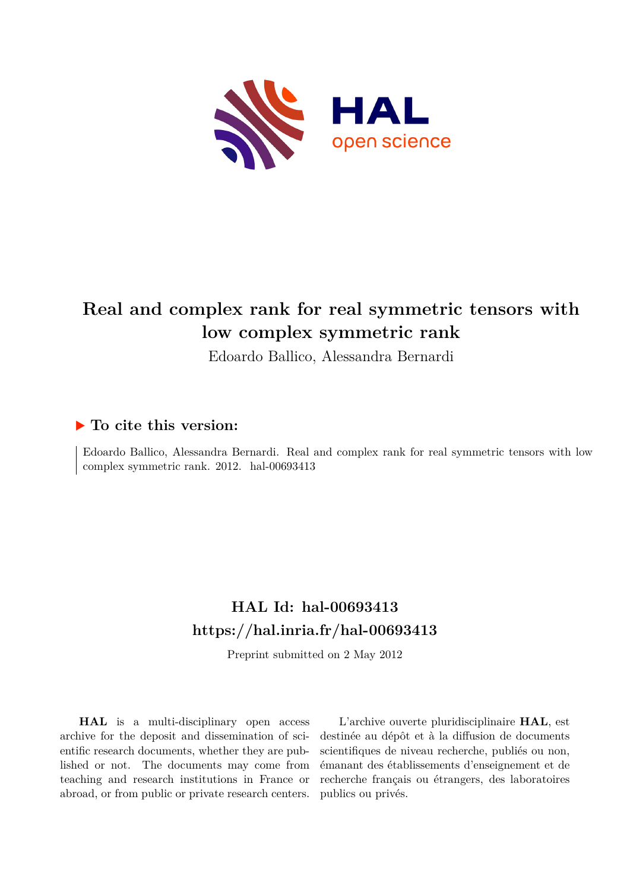# Real and complex rank for real symmetric tensors with low complex symmetric rank

Edoardo Ballico, Alessandra Bernardi

**To cite this version:**

Edoardo Ballico, Alessandra Bernardi. Real and complex rank for real symmetric tensors with low complex symmetric rank. 2012. hal-00693413

## HAL Id: hal-00693413
## https://hal.inria.fr/hal-00693413

Preprint submitted on 2 May 2012

**HAL** is a multi-disciplinary open access archive for the deposit and dissemination of scientific research documents, whether they are published or not. The documents may come from teaching and research institutions in France or abroad, or from public or private research centers.

L'archive ouverte pluridisciplinaire **HAL**, est destinée au dépôt et à la diffusion de documents scientifiques de niveau recherche, publiés ou non, émanant des établissements d'enseignement et de recherche français ou étrangers, des laboratoires publics ou privés.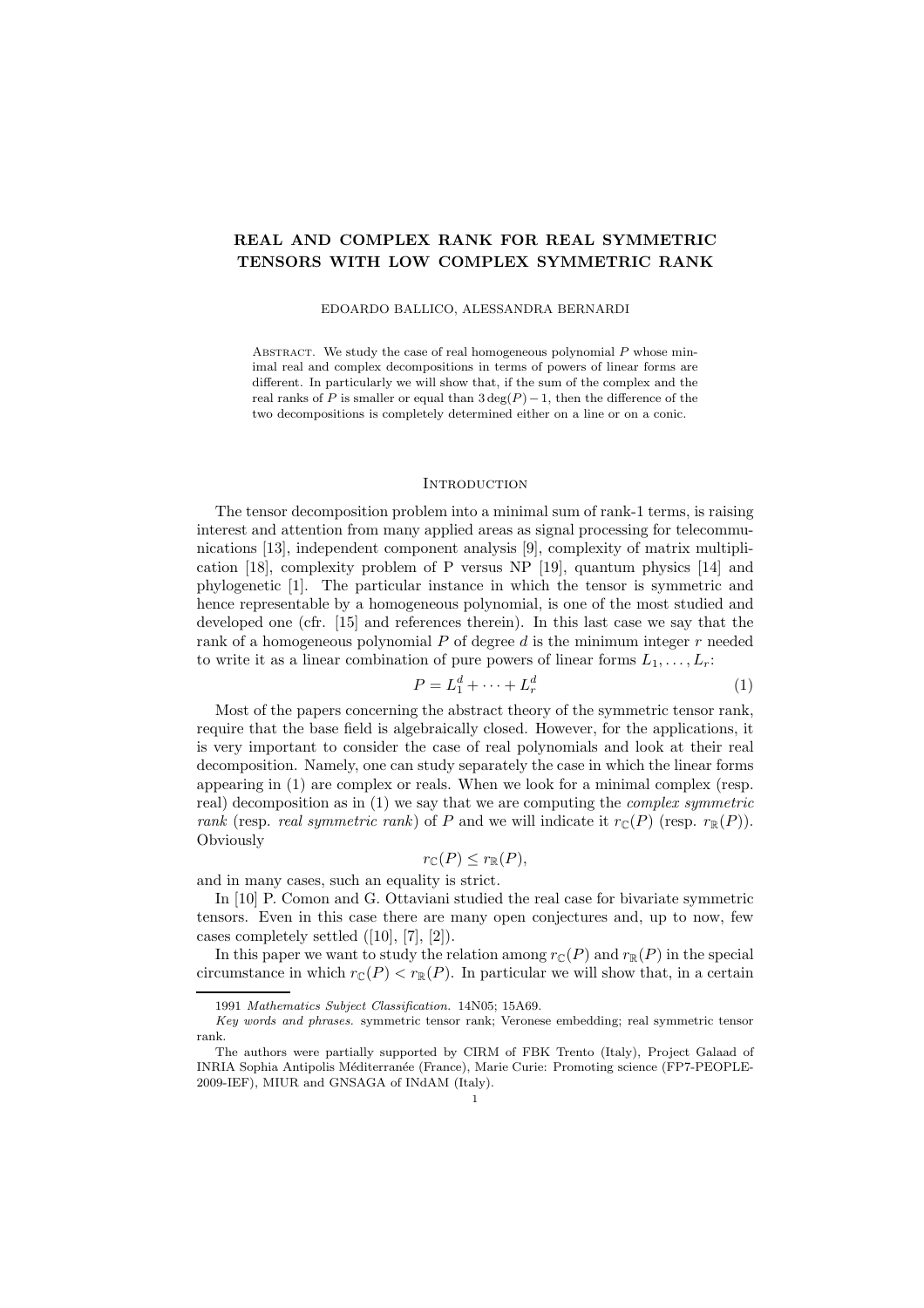# REAL AND COMPLEX RANK FOR REAL SYMMETRIC TENSORS WITH LOW COMPLEX SYMMETRIC RANK

EDOARDO BALLICO, ALESSANDRA BERNARDI

Abstract. We study the case of real homogeneous polynomial $P$ whose minimal real and complex decompositions in terms of powers of linear forms are different. In particularly we will show that, if the sum of the complex and the real ranks of $P$ is smaller or equal than $3\deg(P)-1$, then the difference of the two decompositions is completely determined either on a line or on a conic.

## Introduction

The tensor decomposition problem into a minimal sum of rank-1 terms, is raising interest and attention from many applied areas as signal processing for telecommunications [13], independent component analysis [9], complexity of matrix multiplication [18], complexity problem of P versus NP [19], quantum physics [14] and phylogenetic [1]. The particular instance in which the tensor is symmetric and hence representable by a homogeneous polynomial, is one of the most studied and developed one (cfr. [15] and references therein). In this last case we say that the rank of a homogeneous polynomial $P$ of degree $d$ is the minimum integer $r$ needed to write it as a linear combination of pure powers of linear forms $L_1, \ldots, L_r$:

$$P = L_1^d + \cdots + L_r^d \tag{1}$$

Most of the papers concerning the abstract theory of the symmetric tensor rank, require that the base field is algebraically closed. However, for the applications, it is very important to consider the case of real polynomials and look at their real decomposition. Namely, one can study separately the case in which the linear forms appearing in (1) are complex or reals. When we look for a minimal complex (resp. real) decomposition as in (1) we say that we are computing the *complex symmetric rank* (resp. *real symmetric rank*) of $P$ and we will indicate it $r_{\mathbb{C}}(P)$ (resp. $r_{\mathbb{R}}(P)$). Obviously

$$r_{\mathbb{C}}(P) \leq r_{\mathbb{R}}(P),$$

and in many cases, such an equality is strict.

In [10] P. Comon and G. Ottaviani studied the real case for bivariate symmetric tensors. Even in this case there are many open conjectures and, up to now, few cases completely settled ([10], [7], [2]).

In this paper we want to study the relation among $r_{\mathbb{C}}(P)$ and $r_{\mathbb{R}}(P)$ in the special circumstance in which $r_{\mathbb{C}}(P) < r_{\mathbb{R}}(P)$. In particular we will show that, in a certain

1991 *Mathematics Subject Classification.* 14N05; 15A69.

*Key words and phrases.* symmetric tensor rank; Veronese embedding; real symmetric tensor rank.

The authors were partially supported by CIRM of FBK Trento (Italy), Project Galaad of INRIA Sophia Antipolis Méditerranée (France), Marie Curie: Promoting science (FP7-PEOPLE-2009-IEF), MIUR and GNSAGA of INdAM (Italy).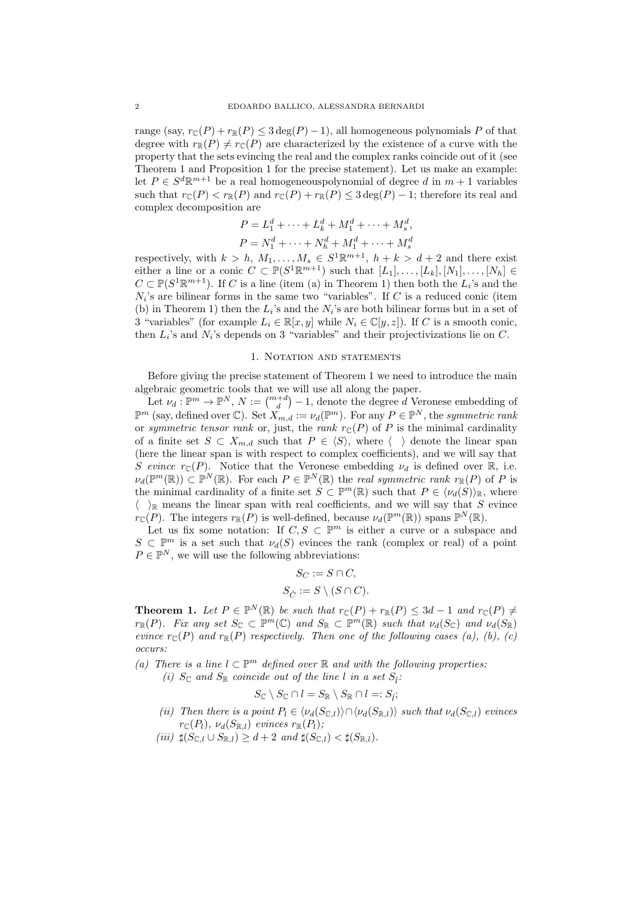range (say, $r_{\mathbb{C}}(P)+r_{\mathbb{R}}(P)\le 3\deg(P)-1$), all homogeneous polynomials $P$ of that degree with $r_{\mathbb{R}}(P)\neq r_{\mathbb{C}}(P)$ are characterized by the existence of a curve with the property that the sets evincing the real and the complex ranks coincide out of it (see Theorem 1 and Proposition 1 for the precise statement). Let us make an example: let $P\in S^d\mathbb{R}^{m+1}$ be a real homogeneouspolynomial of degree $d$ in $m+1$ variables such that $r_{\mathbb{C}}(P)<r_{\mathbb{R}}(P)$ and $r_{\mathbb{C}}(P)+r_{\mathbb{R}}(P)\le 3\deg(P)-1$; therefore its real and complex decomposition are

$$P = L_1^d + \cdots + L_k^d + M_1^d + \cdots + M_s^d,$$
$$P = N_1^d + \cdots + N_h^d + M_1^d + \cdots + M_s^d$$

respectively, with $k>h$, $M_1,\dots,M_s\in S^1\mathbb{R}^{m+1}$, $h+k>d+2$ and there exist either a line or a conic $C\subset\mathbb{P}(S^1\mathbb{R}^{m+1})$ such that $[L_1],\dots,[L_k],[N_1],\dots,[N_h]\in C\subset\mathbb{P}(S^1\mathbb{R}^{m+1})$. If $C$ is a line (item (a) in Theorem 1) then both the $L_i$'s and the $N_i$'s are bilinear forms in the same two "variables". If $C$ is a reduced conic (item (b) in Theorem 1) then the $L_i$'s and the $N_i$'s are both bilinear forms but in a set of 3 "variables" (for example $L_i\in\mathbb{R}[x,y]$ while $N_i\in\mathbb{C}[y,z]$). If $C$ is a smooth conic, then $L_i$'s and $N_i$'s depends on 3 "variables" and their projectivizations lie on $C$.

## 1. Notation and statements

Before giving the precise statement of Theorem 1 we need to introduce the main algebraic geometric tools that we will use all along the paper.

Let $\nu_d:\mathbb{P}^m\to\mathbb{P}^N$, $N:=\binom{m+d}{d}-1$, denote the degree $d$ Veronese embedding of $\mathbb{P}^m$ (say, defined over $\mathbb{C}$). Set $X_{m,d}:=\nu_d(\mathbb{P}^m)$. For any $P\in\mathbb{P}^N$, the *symmetric rank* or *symmetric tensor rank* or, just, the *rank* $r_{\mathbb{C}}(P)$ of $P$ is the minimal cardinality of a finite set $S\subset X_{m,d}$ such that $P\in\langle S\rangle$, where $\langle\ \ \rangle$ denote the linear span (here the linear span is with respect to complex coefficients), and we will say that $S$ *evince* $r_{\mathbb{C}}(P)$. Notice that the Veronese embedding $\nu_d$ is defined over $\mathbb{R}$, i.e. $\nu_d(\mathbb{P}^m(\mathbb{R}))\subset\mathbb{P}^N(\mathbb{R})$. For each $P\in\mathbb{P}^N(\mathbb{R})$ the *real symmetric rank* $r_{\mathbb{R}}(P)$ of $P$ is the minimal cardinality of a finite set $S\subset\mathbb{P}^m(\mathbb{R})$ such that $P\in\langle\nu_d(S)\rangle_{\mathbb{R}}$, where $\langle\ \ \rangle_{\mathbb{R}}$ means the linear span with real coefficients, and we will say that $S$ evince $r_{\mathbb{C}}(P)$. The integers $r_{\mathbb{R}}(P)$ is well-defined, because $\nu_d(\mathbb{P}^m(\mathbb{R}))$ spans $\mathbb{P}^N(\mathbb{R})$.

Let us fix some notation: If $C,S\subset\mathbb{P}^m$ is either a curve or a subspace and $S\subset\mathbb{P}^m$ is a set such that $\nu_d(S)$ evinces the rank (complex or real) of a point $P\in\mathbb{P}^N$, we will use the following abbreviations:

$$S_C := S\cap C,$$
$$S_{\hat{C}} := S\setminus(S\cap C).$$

**Theorem 1.** *Let $P\in\mathbb{P}^N(\mathbb{R})$ be such that $r_{\mathbb{C}}(P)+r_{\mathbb{R}}(P)\le 3d-1$ and $r_{\mathbb{C}}(P)\neq r_{\mathbb{R}}(P)$. Fix any set $S_{\mathbb{C}}\subset\mathbb{P}^m(\mathbb{C})$ and $S_{\mathbb{R}}\subset\mathbb{P}^m(\mathbb{R})$ such that $\nu_d(S_{\mathbb{C}})$ and $\nu_d(S_{\mathbb{R}})$ evince $r_{\mathbb{C}}(P)$ and $r_{\mathbb{R}}(P)$ respectively. Then one of the following cases (a), (b), (c) occurs:*

*(a) There is a line $l\subset\mathbb{P}^m$ defined over $\mathbb{R}$ and with the following properties:*
  - *(i) $S_{\mathbb{C}}$ and $S_{\mathbb{R}}$ coincide out of the line $l$ in a set $S_{\hat{l}}$:*

$$S_{\mathbb{C}}\setminus S_{\mathbb{C}}\cap l = S_{\mathbb{R}}\setminus S_{\mathbb{R}}\cap l =: S_{\hat{l}};$$

  - *(ii) Then there is a point $P_l\in\langle\nu_d(S_{\mathbb{C},l})\rangle\cap\langle\nu_d(S_{\mathbb{R},l})\rangle$ such that $\nu_d(S_{\mathbb{C},l})$ evinces $r_{\mathbb{C}}(P_l)$, $\nu_d(S_{\mathbb{R},l})$ evinces $r_{\mathbb{R}}(P_l)$;*
  - *(iii) $\sharp(S_{\mathbb{C},l}\cup S_{\mathbb{R},l})\ge d+2$ and $\sharp(S_{\mathbb{C},l})<\sharp(S_{\mathbb{R},l})$.*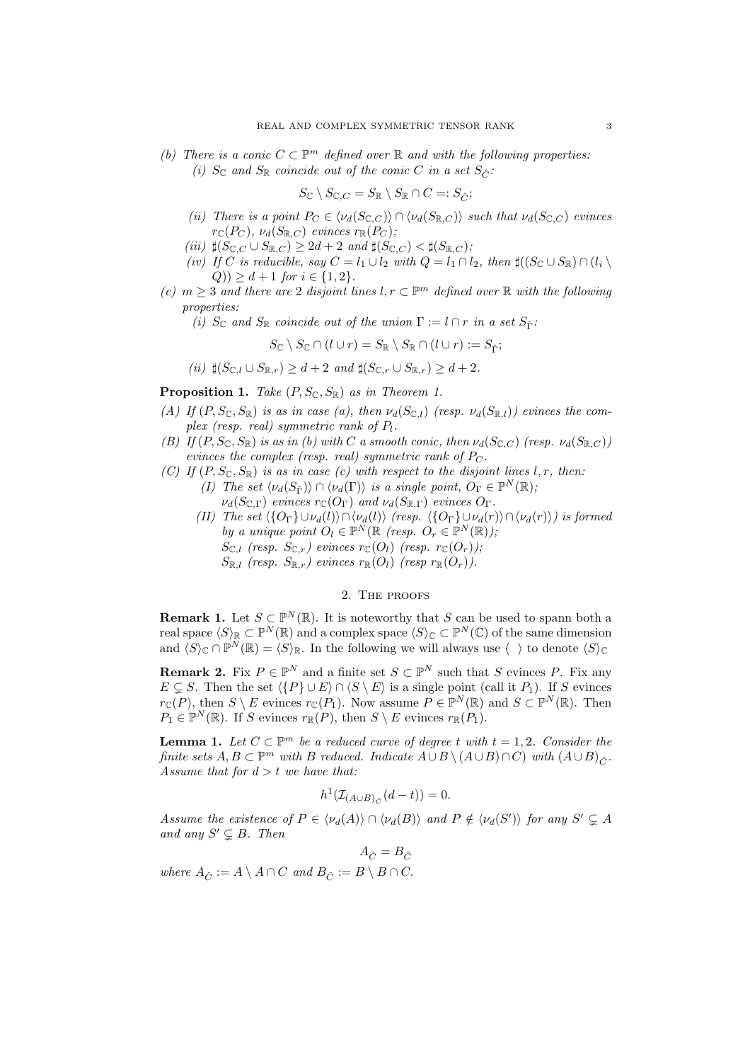(b) There is a conic $C \subset \mathbb{P}^m$ defined over $\mathbb{R}$ and with the following properties:

(i) $S_{\mathbb{C}}$ and $S_{\mathbb{R}}$ coincide out of the conic $C$ in a set $S_{\hat{C}}$:

$$S_{\mathbb{C}} \setminus S_{\mathbb{C},C} = S_{\mathbb{R}} \setminus S_{\mathbb{R}} \cap C =: S_{\hat{C}};$$

(ii) There is a point $P_C \in \langle \nu_d(S_{\mathbb{C},C}) \rangle \cap \langle \nu_d(S_{\mathbb{R},C}) \rangle$ such that $\nu_d(S_{\mathbb{C},C})$ evinces $r_{\mathbb{C}}(P_C)$, $\nu_d(S_{\mathbb{R},C})$ evinces $r_{\mathbb{R}}(P_C)$;

(iii) $\sharp(S_{\mathbb{C},C} \cup S_{\mathbb{R},C}) \geq 2d+2$ and $\sharp(S_{\mathbb{C},C}) < \sharp(S_{\mathbb{R},C})$;

(iv) If $C$ is reducible, say $C = l_1 \cup l_2$ with $Q = l_1 \cap l_2$, then $\sharp((S_{\mathbb{C}} \cup S_{\mathbb{R}}) \cap (l_i \setminus Q)) \geq d+1$ for $i \in \{1,2\}$.

(c) $m \geq 3$ and there are 2 disjoint lines $l, r \subset \mathbb{P}^m$ defined over $\mathbb{R}$ with the following properties:

(i) $S_{\mathbb{C}}$ and $S_{\mathbb{R}}$ coincide out of the union $\Gamma := l \cap r$ in a set $S_{\hat{\Gamma}}$:

$$S_{\mathbb{C}} \setminus S_{\mathbb{C}} \cap (l \cup r) = S_{\mathbb{R}} \setminus S_{\mathbb{R}} \cap (l \cup r) := S_{\hat{\Gamma}};$$

(ii) $\sharp(S_{\mathbb{C},l} \cup S_{\mathbb{R},r}) \geq d+2$ and $\sharp(S_{\mathbb{C},r} \cup S_{\mathbb{R},r}) \geq d+2$.

**Proposition 1.** *Take $(P, S_{\mathbb{C}}, S_{\mathbb{R}})$ as in Theorem 1.*

*(A) If $(P, S_{\mathbb{C}}, S_{\mathbb{R}})$ is as in case (a), then $\nu_d(S_{\mathbb{C},l})$ (resp. $\nu_d(S_{\mathbb{R},l})$) evinces the complex (resp. real) symmetric rank of $P_l$.*

*(B) If $(P, S_{\mathbb{C}}, S_{\mathbb{R}})$ is as in (b) with $C$ a smooth conic, then $\nu_d(S_{\mathbb{C},C})$ (resp. $\nu_d(S_{\mathbb{R},C})$) evinces the complex (resp. real) symmetric rank of $P_C$.*

*(C) If $(P, S_{\mathbb{C}}, S_{\mathbb{R}})$ is as in case (c) with respect to the disjoint lines $l, r$, then:*

*(I) The set $\langle \nu_d(S_{\hat{\Gamma}}) \rangle \cap \langle \nu_d(\Gamma) \rangle$ is a single point, $O_\Gamma \in \mathbb{P}^N(\mathbb{R})$; $\nu_d(S_{\mathbb{C},\Gamma})$ evinces $r_{\mathbb{C}}(O_\Gamma)$ and $\nu_d(S_{\mathbb{R},\Gamma})$ evinces $O_\Gamma$.*

*(II) The set $\langle \{O_\Gamma\} \cup \nu_d(l) \rangle \cap \langle \nu_d(l) \rangle$ (resp. $\langle \{O_\Gamma\} \cup \nu_d(r) \rangle \cap \langle \nu_d(r) \rangle$) is formed by a unique point $O_l \in \mathbb{P}^N(\mathbb{R}$ (resp. $O_r \in \mathbb{P}^N(\mathbb{R})$); $S_{\mathbb{C},l}$ (resp. $S_{\mathbb{C},r}$) evinces $r_{\mathbb{C}}(O_l)$ (resp. $r_{\mathbb{C}}(O_r)$); $S_{\mathbb{R},l}$ (resp. $S_{\mathbb{R},r}$) evinces $r_{\mathbb{R}}(O_l)$ (resp $r_{\mathbb{R}}(O_r)$).*

## 2. The proofs

**Remark 1.** Let $S \subset \mathbb{P}^N(\mathbb{R})$. It is noteworthy that $S$ can be used to spann both a real space $\langle S \rangle_{\mathbb{R}} \subset \mathbb{P}^N(\mathbb{R})$ and a complex space $\langle S \rangle_{\mathbb{C}} \subset \mathbb{P}^N(\mathbb{C})$ of the same dimension and $\langle S \rangle_{\mathbb{C}} \cap \mathbb{P}^N(\mathbb{R}) = \langle S \rangle_{\mathbb{R}}$. In the following we will always use $\langle\ \rangle$ to denote $\langle S \rangle_{\mathbb{C}}$

**Remark 2.** Fix $P \in \mathbb{P}^N$ and a finite set $S \subset \mathbb{P}^N$ such that $S$ evinces $P$. Fix any $E \subsetneq S$. Then the set $\langle \{P\} \cup E \rangle \cap \langle S \setminus E \rangle$ is a single point (call it $P_1$). If $S$ evinces $r_{\mathbb{C}}(P)$, then $S \setminus E$ evinces $r_{\mathbb{C}}(P_1)$. Now assume $P \in \mathbb{P}^N(\mathbb{R})$ and $S \subset \mathbb{P}^N(\mathbb{R})$. Then $P_1 \in \mathbb{P}^N(\mathbb{R})$. If $S$ evinces $r_{\mathbb{R}}(P)$, then $S \setminus E$ evinces $r_{\mathbb{R}}(P_1)$.

**Lemma 1.** *Let $C \subset \mathbb{P}^m$ be a reduced curve of degree $t$ with $t = 1, 2$. Consider the finite sets $A, B \subset \mathbb{P}^m$ with $B$ reduced. Indicate $A \cup B \setminus (A \cup B) \cap C)$ with $(A \cup B)_{\hat{C}}$. Assume that for $d > t$ we have that:*

$$h^1(\mathcal{I}_{(A \cup B)_{\hat{C}}}(d-t)) = 0.$$

*Assume the existence of $P \in \langle \nu_d(A) \rangle \cap \langle \nu_d(B) \rangle$ and $P \notin \langle \nu_d(S') \rangle$ for any $S' \subsetneq A$ and any $S' \subsetneq B$. Then*

$$A_{\hat{C}} = B_{\hat{C}}$$

*where $A_{\hat{C}} := A \setminus A \cap C$ and $B_{\hat{C}} := B \setminus B \cap C$.*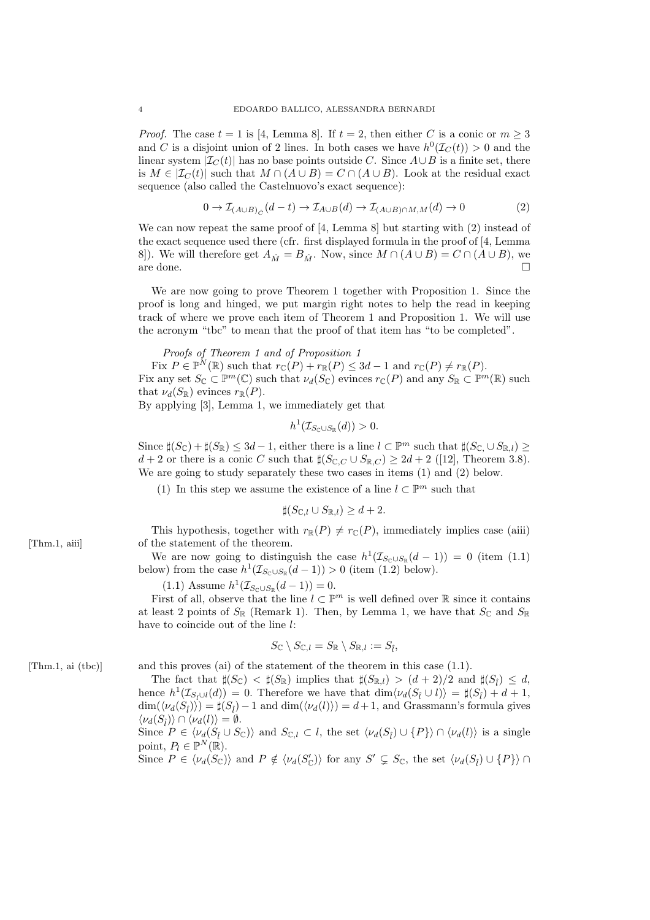*Proof.* The case $t = 1$ is [4, Lemma 8]. If $t = 2$, then either $C$ is a conic or $m \geq 3$ and $C$ is a disjoint union of 2 lines. In both cases we have $h^0(\mathcal{I}_C(t)) > 0$ and the linear system $|\mathcal{I}_C(t)|$ has no base points outside $C$. Since $A \cup B$ is a finite set, there is $M \in |\mathcal{I}_C(t)|$ such that $M \cap (A \cup B) = C \cap (A \cup B)$. Look at the residual exact sequence (also called the Castelnuovo's exact sequence):

$$0 \to \mathcal{I}_{(A \cup B)_{\hat{C}}}(d - t) \to \mathcal{I}_{A \cup B}(d) \to \mathcal{I}_{(A \cup B) \cap M, M}(d) \to 0 \tag{2}$$

We can now repeat the same proof of [4, Lemma 8] but starting with (2) instead of the exact sequence used there (cfr. first displayed formula in the proof of [4, Lemma 8]). We will therefore get $A_{\hat{M}} = B_{\hat{M}}$. Now, since $M \cap (A \cup B) = C \cap (A \cup B)$, we are done. □

We are now going to prove Theorem 1 together with Proposition 1. Since the proof is long and hinged, we put margin right notes to help the read in keeping track of where we prove each item of Theorem 1 and Proposition 1. We will use the acronym "tbc" to mean that the proof of that item has "to be completed".

*Proofs of Theorem 1 and of Proposition 1*

Fix $P \in \mathbb{P}^N(\mathbb{R})$ such that $r_{\mathbb{C}}(P) + r_{\mathbb{R}}(P) \leq 3d - 1$ and $r_{\mathbb{C}}(P) \neq r_{\mathbb{R}}(P)$.
Fix any set $S_{\mathbb{C}} \subset \mathbb{P}^m(\mathbb{C})$ such that $\nu_d(S_{\mathbb{C}})$ evinces $r_{\mathbb{C}}(P)$ and any $S_{\mathbb{R}} \subset \mathbb{P}^m(\mathbb{R})$ such that $\nu_d(S_{\mathbb{R}})$ evinces $r_{\mathbb{R}}(P)$.
By applying [3], Lemma 1, we immediately get that

$$h^1(\mathcal{I}_{S_{\mathbb{C}} \cup S_{\mathbb{R}}}(d)) > 0.$$

Since $\sharp(S_{\mathbb{C}}) + \sharp(S_{\mathbb{R}}) \leq 3d - 1$, either there is a line $l \subset \mathbb{P}^m$ such that $\sharp(S_{\mathbb{C},} \cup S_{\mathbb{R},l}) \geq d + 2$ or there is a conic $C$ such that $\sharp(S_{\mathbb{C},C} \cup S_{\mathbb{R},C}) \geq 2d + 2$ ([12], Theorem 3.8). We are going to study separately these two cases in items (1) and (2) below.

(1) In this step we assume the existence of a line $l \subset \mathbb{P}^m$ such that

$$\sharp(S_{\mathbb{C},l} \cup S_{\mathbb{R},l}) \geq d + 2.$$

[Thm.1, aiii] This hypothesis, together with $r_{\mathbb{R}}(P) \neq r_{\mathbb{C}}(P)$, immediately implies case (aiii) of the statement of the theorem.

We are now going to distinguish the case $h^1(\mathcal{I}_{S_{\mathbb{C}} \cup S_{\mathbb{R}}}(d - 1)) = 0$ (item (1.1) below) from the case $h^1(\mathcal{I}_{S_{\mathbb{C}} \cup S_{\mathbb{R}}}(d - 1)) > 0$ (item (1.2) below).

(1.1) Assume $h^1(\mathcal{I}_{S_{\mathbb{C}} \cup S_{\mathbb{R}}}(d - 1)) = 0$.

First of all, observe that the line $l \subset \mathbb{P}^m$ is well defined over $\mathbb{R}$ since it contains at least 2 points of $S_{\mathbb{R}}$ (Remark 1). Then, by Lemma 1, we have that $S_{\mathbb{C}}$ and $S_{\mathbb{R}}$ have to coincide out of the line $l$:

$$S_{\mathbb{C}} \setminus S_{\mathbb{C},l} = S_{\mathbb{R}} \setminus S_{\mathbb{R},l} := S_{\hat{l}},$$

[Thm.1, ai (tbc)] and this proves (ai) of the statement of the theorem in this case (1.1).

The fact that $\sharp(S_{\mathbb{C}}) < \sharp(S_{\mathbb{R}})$ implies that $\sharp(S_{\mathbb{R},l}) > (d + 2)/2$ and $\sharp(S_{\hat{l}}) \leq d$, hence $h^1(\mathcal{I}_{S_{\hat{l}} \cup l}(d)) = 0$. Therefore we have that $\dim \langle \nu_d(S_{\hat{l}} \cup l) \rangle = \sharp(S_{\hat{l}}) + d + 1$, $\dim(\langle \nu_d(S_{\hat{l}}) \rangle) = \sharp(S_{\hat{l}}) - 1$ and $\dim(\langle \nu_d(l) \rangle) = d + 1$, and Grassmann's formula gives $\langle \nu_d(S_{\hat{l}}) \rangle \cap \langle \nu_d(l) \rangle = \emptyset$.
Since $P \in \langle \nu_d(S_{\hat{l}} \cup S_{\mathbb{C}}) \rangle$ and $S_{\mathbb{C},l} \subset l$, the set $\langle \nu_d(S_{\hat{l}}) \cup \{P\} \rangle \cap \langle \nu_d(l) \rangle$ is a single point, $P_l \in \mathbb{P}^N(\mathbb{R})$.
Since $P \in \langle \nu_d(S_{\mathbb{C}}) \rangle$ and $P \notin \langle \nu_d(S'_{\mathbb{C}}) \rangle$ for any $S' \subsetneq S_{\mathbb{C}}$, the set $\langle \nu_d(S_{\hat{l}}) \cup \{P\} \rangle \cap$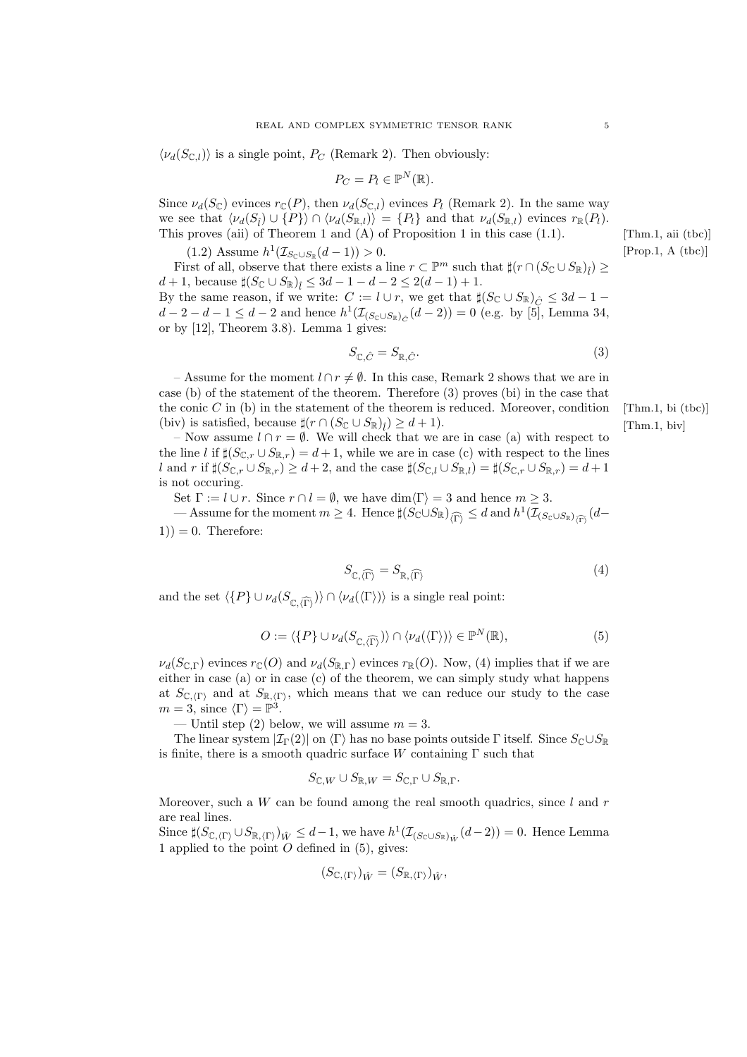$\langle\nu_d(S_{\mathbb{C},l})\rangle$ is a single point, $P_C$ (Remark 2). Then obviously:

$$P_C = P_l \in \mathbb{P}^N(\mathbb{R}).$$

Since $\nu_d(S_{\mathbb{C}})$ evinces $r_{\mathbb{C}}(P)$, then $\nu_d(S_{\mathbb{C},l})$ evinces $P_l$ (Remark 2). In the same way we see that $\langle\nu_d(S_{\hat{l}}) \cup \{P\}\rangle \cap \langle\nu_d(S_{\mathbb{R},l})\rangle = \{P_l\}$ and that $\nu_d(S_{\mathbb{R},l})$ evinces $r_{\mathbb{R}}(P_l)$. This proves (aii) of Theorem 1 and (A) of Proposition 1 in this case (1.1). [Thm.1, aii (tbc)]

(1.2) Assume $h^1(\mathcal{I}_{S_{\mathbb{C}}\cup S_{\mathbb{R}}}(d-1)) > 0$. [Prop.1, A (tbc)]

First of all, observe that there exists a line $r \subset \mathbb{P}^m$ such that $\sharp(r \cap (S_{\mathbb{C}} \cup S_{\mathbb{R}})_{\hat{l}}) \geq d+1$, because $\sharp(S_{\mathbb{C}} \cup S_{\mathbb{R}})_{\hat{l}} \leq 3d-1-d-2 \leq 2(d-1)+1$.
By the same reason, if we write: $C := l \cup r$, we get that $\sharp(S_{\mathbb{C}} \cup S_{\mathbb{R}})_{\hat{C}} \leq 3d-1-d-2-d-1 \leq d-2$ and hence $h^1(\mathcal{I}_{(S_{\mathbb{C}}\cup S_{\mathbb{R}})_{\hat{C}}}(d-2)) = 0$ (e.g. by [5], Lemma 34, or by [12], Theorem 3.8). Lemma 1 gives:

$$S_{\mathbb{C},\hat{C}} = S_{\mathbb{R},\hat{C}}. \tag{3}$$

– Assume for the moment $l \cap r \neq \emptyset$. In this case, Remark 2 shows that we are in case (b) of the statement of the theorem. Therefore (3) proves (bi) in the case that the conic $C$ in (b) in the statement of the theorem is reduced. Moreover, condition (biv) is satisfied, because $\sharp(r \cap (S_{\mathbb{C}} \cup S_{\mathbb{R}})_{\hat{l}}) \geq d+1$). [Thm.1, bi (tbc)] [Thm.1, biv]

– Now assume $l \cap r = \emptyset$. We will check that we are in case (a) with respect to the line $l$ if $\sharp(S_{\mathbb{C},r} \cup S_{\mathbb{R},r}) = d+1$, while we are in case (c) with respect to the lines $l$ and $r$ if $\sharp(S_{\mathbb{C},r} \cup S_{\mathbb{R},r}) \geq d+2$, and the case $\sharp(S_{\mathbb{C},l} \cup S_{\mathbb{R},l}) = \sharp(S_{\mathbb{C},r} \cup S_{\mathbb{R},r}) = d+1$ is not occuring.

Set $\Gamma := l \cup r$. Since $r \cap l = \emptyset$, we have $\dim\langle\Gamma\rangle = 3$ and hence $m \geq 3$.

— Assume for the moment $m \geq 4$. Hence $\sharp(S_{\mathbb{C}} \cup S_{\mathbb{R}})_{\widehat{\langle\Gamma\rangle}} \leq d$ and $h^1(\mathcal{I}_{(S_{\mathbb{C}}\cup S_{\mathbb{R}})_{\widehat{\langle\Gamma\rangle}}}(d-1)) = 0$. Therefore:

$$S_{\mathbb{C},\widehat{\langle\Gamma\rangle}} = S_{\mathbb{R},\widehat{\langle\Gamma\rangle}} \tag{4}$$

and the set $\langle\{P\} \cup \nu_d(S_{\mathbb{C},\widehat{\langle\Gamma\rangle}})\rangle \cap \langle\nu_d(\langle\Gamma\rangle)\rangle$ is a single real point:

$$O := \langle\{P\} \cup \nu_d(S_{\mathbb{C},\widehat{\langle\Gamma\rangle}})\rangle \cap \langle\nu_d(\langle\Gamma\rangle)\rangle \in \mathbb{P}^N(\mathbb{R}), \tag{5}$$

$\nu_d(S_{\mathbb{C},\Gamma})$ evinces $r_{\mathbb{C}}(O)$ and $\nu_d(S_{\mathbb{R},\Gamma})$ evinces $r_{\mathbb{R}}(O)$. Now, (4) implies that if we are either in case (a) or in case (c) of the theorem, we can simply study what happens at $S_{\mathbb{C},\langle\Gamma\rangle}$ and at $S_{\mathbb{R},\langle\Gamma\rangle}$, which means that we can reduce our study to the case $m = 3$, since $\langle\Gamma\rangle = \mathbb{P}^3$.

— Until step (2) below, we will assume $m = 3$.

The linear system $|\mathcal{I}_\Gamma(2)|$ on $\langle\Gamma\rangle$ has no base points outside $\Gamma$ itself. Since $S_{\mathbb{C}} \cup S_{\mathbb{R}}$ is finite, there is a smooth quadric surface $W$ containing $\Gamma$ such that

$$S_{\mathbb{C},W} \cup S_{\mathbb{R},W} = S_{\mathbb{C},\Gamma} \cup S_{\mathbb{R},\Gamma}.$$

Moreover, such a $W$ can be found among the real smooth quadrics, since $l$ and $r$ are real lines.
Since $\sharp(S_{\mathbb{C},\langle\Gamma\rangle} \cup S_{\mathbb{R},\langle\Gamma\rangle})_{\hat{W}} \leq d-1$, we have $h^1(\mathcal{I}_{(S_{\mathbb{C}}\cup S_{\mathbb{R}})_{\hat{W}}}(d-2)) = 0$. Hence Lemma 1 applied to the point $O$ defined in (5), gives:

$$(S_{\mathbb{C},\langle\Gamma\rangle})_{\hat{W}} = (S_{\mathbb{R},\langle\Gamma\rangle})_{\hat{W}},$$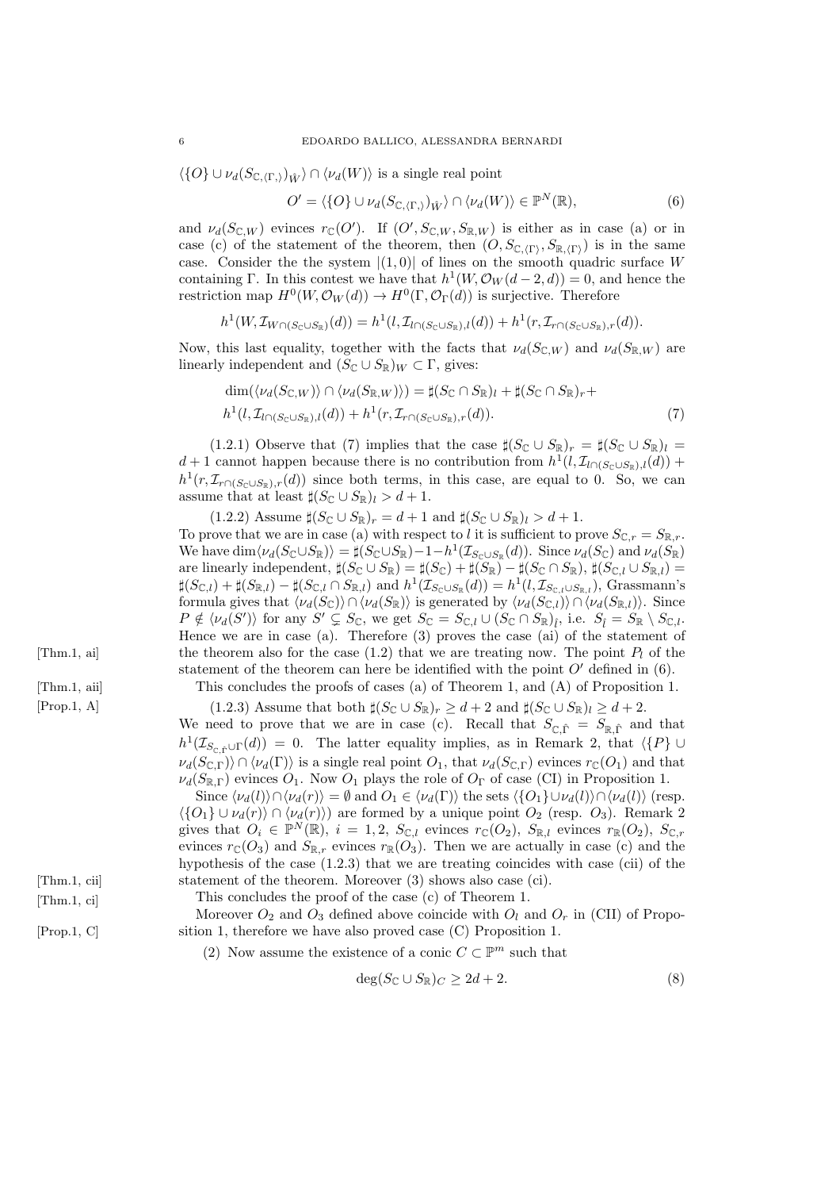$\langle \{O\} \cup \nu_d(S_{\mathbb{C},\langle \Gamma, \rangle})_{\hat{W}} \rangle \cap \langle \nu_d(W) \rangle$ is a single real point

$$O' = \langle \{O\} \cup \nu_d(S_{\mathbb{C},\langle \Gamma, \rangle})_{\hat{W}} \rangle \cap \langle \nu_d(W) \rangle \in \mathbb{P}^N(\mathbb{R}), \tag{6}$$

and $\nu_d(S_{\mathbb{C},W})$ evinces $r_{\mathbb{C}}(O')$. If $(O', S_{\mathbb{C},W}, S_{\mathbb{R},W})$ is either as in case (a) or in case (c) of the statement of the theorem, then $(O, S_{\mathbb{C},\langle \Gamma \rangle}, S_{\mathbb{R},\langle \Gamma \rangle})$ is in the same case. Consider the the system $|(1,0)|$ of lines on the smooth quadric surface $W$ containing $\Gamma$. In this contest we have that $h^1(W, \mathcal{O}_W(d-2,d)) = 0$, and hence the restriction map $H^0(W, \mathcal{O}_W(d)) \to H^0(\Gamma, \mathcal{O}_\Gamma(d))$ is surjective. Therefore

$$h^1(W, \mathcal{I}_{W \cap (S_{\mathbb{C}} \cup S_{\mathbb{R}})}(d)) = h^1(l, \mathcal{I}_{l \cap (S_{\mathbb{C}} \cup S_{\mathbb{R}}),l}(d)) + h^1(r, \mathcal{I}_{r \cap (S_{\mathbb{C}} \cup S_{\mathbb{R}}),r}(d)).$$

Now, this last equality, together with the facts that $\nu_d(S_{\mathbb{C},W})$ and $\nu_d(S_{\mathbb{R},W})$ are linearly independent and $(S_{\mathbb{C}} \cup S_{\mathbb{R}})_W \subset \Gamma$, gives:

$$\begin{aligned} &\dim(\langle \nu_d(S_{\mathbb{C},W}) \rangle \cap \langle \nu_d(S_{\mathbb{R},W}) \rangle) = \sharp(S_{\mathbb{C}} \cap S_{\mathbb{R}})_l + \sharp(S_{\mathbb{C}} \cap S_{\mathbb{R}})_r + \\ &h^1(l, \mathcal{I}_{l \cap (S_{\mathbb{C}} \cup S_{\mathbb{R}}),l}(d)) + h^1(r, \mathcal{I}_{r \cap (S_{\mathbb{C}} \cup S_{\mathbb{R}}),r}(d)). \end{aligned} \tag{7}$$

(1.2.1) Observe that (7) implies that the case $\sharp(S_{\mathbb{C}} \cup S_{\mathbb{R}})_r = \sharp(S_{\mathbb{C}} \cup S_{\mathbb{R}})_l = d+1$ cannot happen because there is no contribution from $h^1(l, \mathcal{I}_{l \cap (S_{\mathbb{C}} \cup S_{\mathbb{R}}),l}(d)) + h^1(r, \mathcal{I}_{r \cap (S_{\mathbb{C}} \cup S_{\mathbb{R}}),r}(d))$ since both terms, in this case, are equal to 0. So, we can assume that at least $\sharp(S_{\mathbb{C}} \cup S_{\mathbb{R}})_l > d+1$.

(1.2.2) Assume $\sharp(S_{\mathbb{C}} \cup S_{\mathbb{R}})_r = d+1$ and $\sharp(S_{\mathbb{C}} \cup S_{\mathbb{R}})_l > d+1$.
To prove that we are in case (a) with respect to $l$ it is sufficient to prove $S_{\mathbb{C},r} = S_{\mathbb{R},r}$. We have $\dim\langle \nu_d(S_{\mathbb{C}} \cup S_{\mathbb{R}}) \rangle = \sharp(S_{\mathbb{C}} \cup S_{\mathbb{R}}) - 1 - h^1(\mathcal{I}_{S_{\mathbb{C}} \cup S_{\mathbb{R}}}(d))$. Since $\nu_d(S_{\mathbb{C}})$ and $\nu_d(S_{\mathbb{R}})$ are linearly independent, $\sharp(S_{\mathbb{C}} \cup S_{\mathbb{R}}) = \sharp(S_{\mathbb{C}}) + \sharp(S_{\mathbb{R}}) - \sharp(S_{\mathbb{C}} \cap S_{\mathbb{R}})$, $\sharp(S_{\mathbb{C},l} \cup S_{\mathbb{R},l}) = \sharp(S_{\mathbb{C},l}) + \sharp(S_{\mathbb{R},l}) - \sharp(S_{\mathbb{C},l} \cap S_{\mathbb{R},l})$ and $h^1(\mathcal{I}_{S_{\mathbb{C}} \cup S_{\mathbb{R}}}(d)) = h^1(l, \mathcal{I}_{S_{\mathbb{C},l} \cup S_{\mathbb{R},l}})$, Grassmann's formula gives that $\langle \nu_d(S_{\mathbb{C}}) \rangle \cap \langle \nu_d(S_{\mathbb{R}}) \rangle$ is generated by $\langle \nu_d(S_{\mathbb{C},l}) \rangle \cap \langle \nu_d(S_{\mathbb{R},l}) \rangle$. Since $P \notin \langle \nu_d(S') \rangle$ for any $S' \subsetneq S_{\mathbb{C}}$, we get $S_{\mathbb{C}} = S_{\mathbb{C},l} \cup (S_{\mathbb{C}} \cap S_{\mathbb{R}})_{\hat{l}}$, i.e. $S_{\hat{l}} = S_{\mathbb{R}} \setminus S_{\mathbb{C},l}$. Hence we are in case (a). Therefore (3) proves the case (ai) of the statement of the theorem also for the case (1.2) that we are treating now. The point $P_l$ of the statement of the theorem can here be identified with the point $O'$ defined in (6).

[Thm.1, ai]

This concludes the proofs of cases (a) of Theorem 1, and (A) of Proposition 1.

[Thm.1, aii]

[Prop.1, A]

(1.2.3) Assume that both $\sharp(S_{\mathbb{C}} \cup S_{\mathbb{R}})_r \geq d+2$ and $\sharp(S_{\mathbb{C}} \cup S_{\mathbb{R}})_l \geq d+2$. We need to prove that we are in case (c). Recall that $S_{\mathbb{C},\hat{\Gamma}} = S_{\mathbb{R},\hat{\Gamma}}$ and that $h^1(\mathcal{I}_{S_{\mathbb{C},\hat{\Gamma}} \cup \Gamma}(d)) = 0$. The latter equality implies, as in Remark 2, that $\langle \{P\} \cup \nu_d(S_{\mathbb{C},\Gamma}) \rangle \cap \langle \nu_d(\Gamma) \rangle$ is a single real point $O_1$, that $\nu_d(S_{\mathbb{C},\Gamma})$ evinces $r_{\mathbb{C}}(O_1)$ and that $\nu_d(S_{\mathbb{R},\Gamma})$ evinces $O_1$. Now $O_1$ plays the role of $O_\Gamma$ of case (CI) in Proposition 1.

Since $\langle \nu_d(l) \rangle \cap \langle \nu_d(r) \rangle = \emptyset$ and $O_1 \in \langle \nu_d(\Gamma) \rangle$ the sets $\langle \{O_1\} \cup \nu_d(l) \rangle \cap \langle \nu_d(l) \rangle$ (resp. $\langle \{O_1\} \cup \nu_d(r) \rangle \cap \langle \nu_d(r) \rangle$) are formed by a unique point $O_2$ (resp. $O_3$). Remark 2 gives that $O_i \in \mathbb{P}^N(\mathbb{R})$, $i = 1, 2$, $S_{\mathbb{C},l}$ evinces $r_{\mathbb{C}}(O_2)$, $S_{\mathbb{R},l}$ evinces $r_{\mathbb{R}}(O_2)$, $S_{\mathbb{C},r}$ evinces $r_{\mathbb{C}}(O_3)$ and $S_{\mathbb{R},r}$ evinces $r_{\mathbb{R}}(O_3)$. Then we are actually in case (c) and the hypothesis of the case (1.2.3) that we are treating coincides with case (cii) of the statement of the theorem. Moreover (3) shows also case (ci).

[Thm.1, cii]

[Thm.1, ci]

This concludes the proof of the case (c) of Theorem 1.

Moreover $O_2$ and $O_3$ defined above coincide with $O_l$ and $O_r$ in (CII) of Proposition 1, therefore we have also proved case (C) Proposition 1.

[Prop.1, C]

(2) Now assume the existence of a conic $C \subset \mathbb{P}^m$ such that

$$\deg(S_{\mathbb{C}} \cup S_{\mathbb{R}})_C \geq 2d+2. \tag{8}$$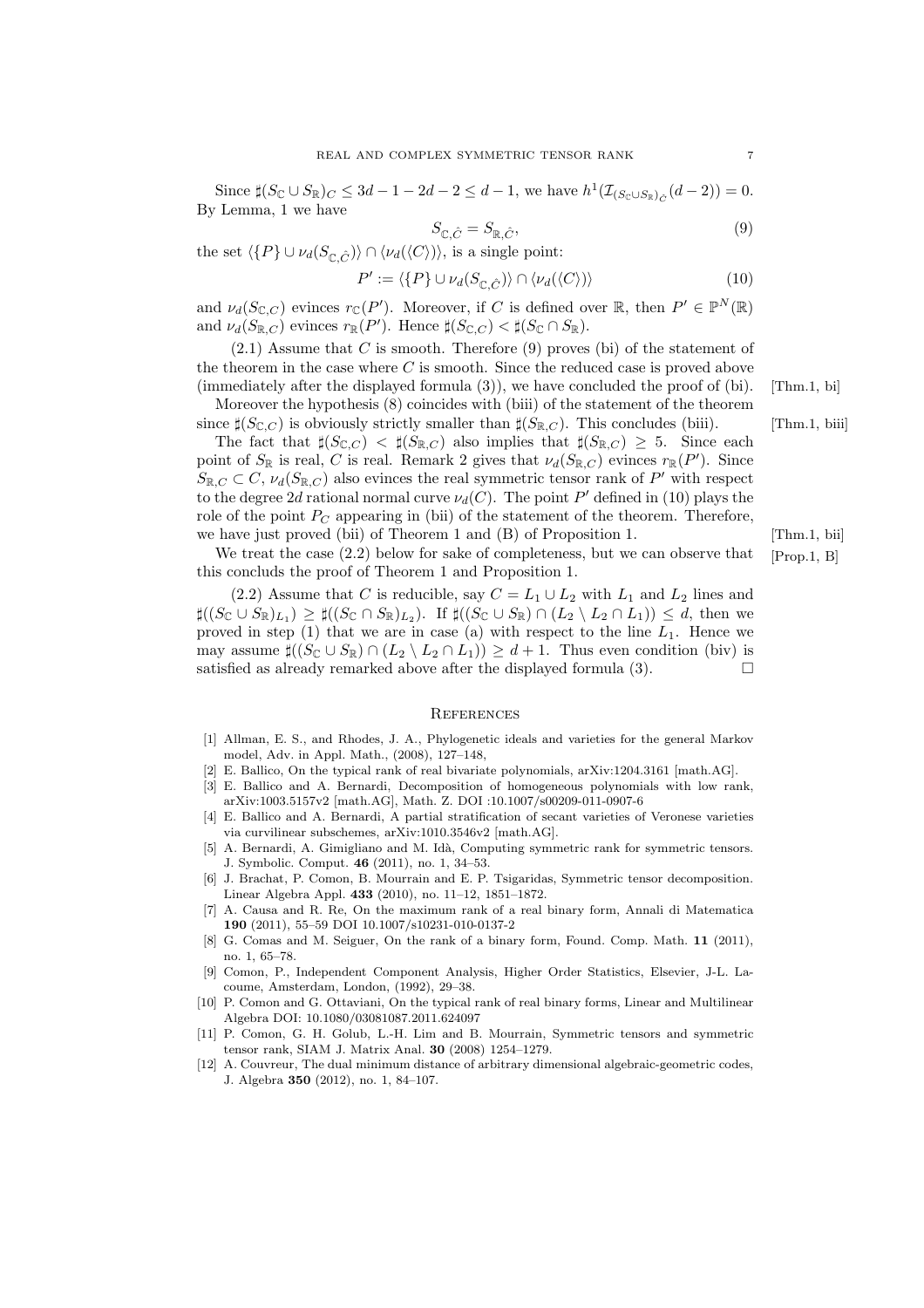Since $\sharp(S_{\mathbb{C}} \cup S_{\mathbb{R}})_C \le 3d-1-2d-2 \le d-1$, we have $h^1(\mathcal{I}_{(S_{\mathbb{C}}\cup S_{\mathbb{R}})_{\hat{C}}}(d-2)) = 0$. By Lemma, 1 we have

$$S_{\mathbb{C},\hat{C}} = S_{\mathbb{R},\hat{C}}, \tag{9}$$

the set $\langle \{P\} \cup \nu_d(S_{\mathbb{C},\hat{C}})\rangle \cap \langle \nu_d(\langle C\rangle)\rangle$, is a single point:

$$P' := \langle \{P\} \cup \nu_d(S_{\mathbb{C},\hat{C}})\rangle \cap \langle \nu_d(\langle C\rangle)\rangle \tag{10}$$

and $\nu_d(S_{\mathbb{C},C})$ evinces $r_{\mathbb{C}}(P')$. Moreover, if $C$ is defined over $\mathbb{R}$, then $P' \in \mathbb{P}^N(\mathbb{R})$ and $\nu_d(S_{\mathbb{R},C})$ evinces $r_{\mathbb{R}}(P')$. Hence $\sharp(S_{\mathbb{C},C}) < \sharp(S_{\mathbb{C}} \cap S_{\mathbb{R}})$.

(2.1) Assume that $C$ is smooth. Therefore (9) proves (bi) of the statement of the theorem in the case where $C$ is smooth. Since the reduced case is proved above (immediately after the displayed formula (3)), we have concluded the proof of (bi). [Thm.1, bi]

Moreover the hypothesis (8) coincides with (biii) of the statement of the theorem since $\sharp(S_{\mathbb{C},C})$ is obviously strictly smaller than $\sharp(S_{\mathbb{R},C})$. This concludes (biii). [Thm.1, biii]

The fact that $\sharp(S_{\mathbb{C},C}) < \sharp(S_{\mathbb{R},C})$ also implies that $\sharp(S_{\mathbb{R},C}) \ge 5$. Since each point of $S_{\mathbb{R}}$ is real, $C$ is real. Remark 2 gives that $\nu_d(S_{\mathbb{R},C})$ evinces $r_{\mathbb{R}}(P')$. Since $S_{\mathbb{R},C} \subset C$, $\nu_d(S_{\mathbb{R},C})$ also evinces the real symmetric tensor rank of $P'$ with respect to the degree $2d$ rational normal curve $\nu_d(C)$. The point $P'$ defined in (10) plays the role of the point $P_C$ appearing in (bii) of the statement of the theorem. Therefore, we have just proved (bii) of Theorem 1 and (B) of Proposition 1. [Thm.1, bii]

We treat the case (2.2) below for sake of completeness, but we can observe that this concluds the proof of Theorem 1 and Proposition 1. [Prop.1, B]

(2.2) Assume that $C$ is reducible, say $C = L_1 \cup L_2$ with $L_1$ and $L_2$ lines and $\sharp((S_{\mathbb{C}} \cup S_{\mathbb{R}})_{L_1}) \ge \sharp((S_{\mathbb{C}} \cap S_{\mathbb{R}})_{L_2})$. If $\sharp((S_{\mathbb{C}} \cup S_{\mathbb{R}}) \cap (L_2 \setminus L_2 \cap L_1)) \le d$, then we proved in step (1) that we are in case (a) with respect to the line $L_1$. Hence we may assume $\sharp((S_{\mathbb{C}} \cup S_{\mathbb{R}}) \cap (L_2 \setminus L_2 \cap L_1)) \ge d+1$. Thus even condition (biv) is satisfied as already remarked above after the displayed formula (3). □

## References

[1] Allman, E. S., and Rhodes, J. A., Phylogenetic ideals and varieties for the general Markov model, Adv. in Appl. Math., (2008), 127–148,

[2] E. Ballico, On the typical rank of real bivariate polynomials, arXiv:1204.3161 [math.AG].

[3] E. Ballico and A. Bernardi, Decomposition of homogeneous polynomials with low rank, arXiv:1003.5157v2 [math.AG], Math. Z. DOI :10.1007/s00209-011-0907-6

[4] E. Ballico and A. Bernardi, A partial stratification of secant varieties of Veronese varieties via curvilinear subschemes, arXiv:1010.3546v2 [math.AG].

[5] A. Bernardi, A. Gimigliano and M. Idà, Computing symmetric rank for symmetric tensors. J. Symbolic. Comput. **46** (2011), no. 1, 34–53.

[6] J. Brachat, P. Comon, B. Mourrain and E. P. Tsigaridas, Symmetric tensor decomposition. Linear Algebra Appl. **433** (2010), no. 11–12, 1851–1872.

[7] A. Causa and R. Re, On the maximum rank of a real binary form, Annali di Matematica **190** (2011), 55–59 DOI 10.1007/s10231-010-0137-2

[8] G. Comas and M. Seiguer, On the rank of a binary form, Found. Comp. Math. **11** (2011), no. 1, 65–78.

[9] Comon, P., Independent Component Analysis, Higher Order Statistics, Elsevier, J-L. Lacoume, Amsterdam, London, (1992), 29–38.

[10] P. Comon and G. Ottaviani, On the typical rank of real binary forms, Linear and Multilinear Algebra DOI: 10.1080/03081087.2011.624097

[11] P. Comon, G. H. Golub, L.-H. Lim and B. Mourrain, Symmetric tensors and symmetric tensor rank, SIAM J. Matrix Anal. **30** (2008) 1254–1279.

[12] A. Couvreur, The dual minimum distance of arbitrary dimensional algebraic-geometric codes, J. Algebra **350** (2012), no. 1, 84–107.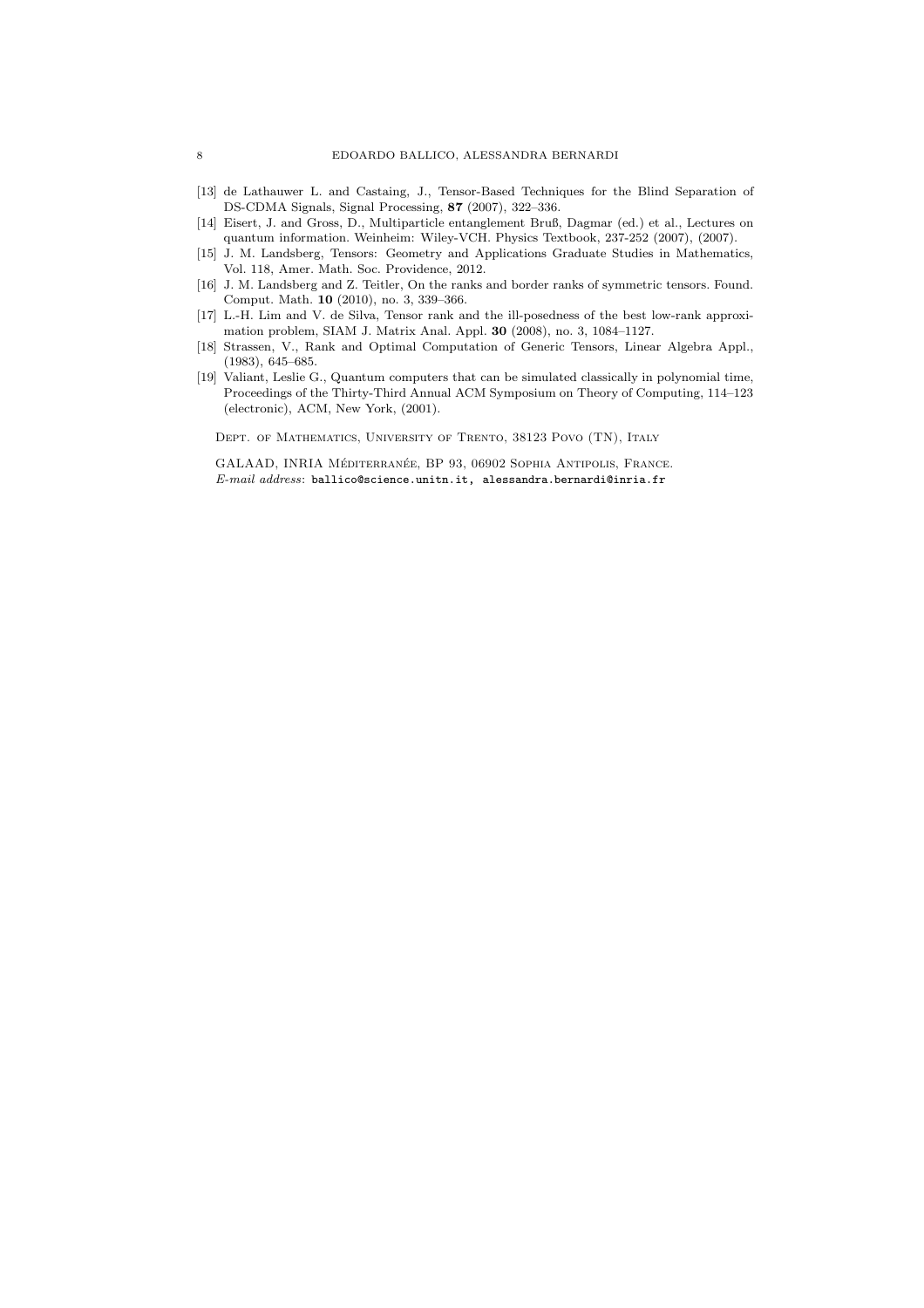[13] de Lathauwer L. and Castaing, J., Tensor-Based Techniques for the Blind Separation of DS-CDMA Signals, Signal Processing, **87** (2007), 322–336.

[14] Eisert, J. and Gross, D., Multiparticle entanglement Bruß, Dagmar (ed.) et al., Lectures on quantum information. Weinheim: Wiley-VCH. Physics Textbook, 237-252 (2007), (2007).

[15] J. M. Landsberg, Tensors: Geometry and Applications Graduate Studies in Mathematics, Vol. 118, Amer. Math. Soc. Providence, 2012.

[16] J. M. Landsberg and Z. Teitler, On the ranks and border ranks of symmetric tensors. Found. Comput. Math. **10** (2010), no. 3, 339–366.

[17] L.-H. Lim and V. de Silva, Tensor rank and the ill-posedness of the best low-rank approximation problem, SIAM J. Matrix Anal. Appl. **30** (2008), no. 3, 1084–1127.

[18] Strassen, V., Rank and Optimal Computation of Generic Tensors, Linear Algebra Appl., (1983), 645–685.

[19] Valiant, Leslie G., Quantum computers that can be simulated classically in polynomial time, Proceedings of the Thirty-Third Annual ACM Symposium on Theory of Computing, 114–123 (electronic), ACM, New York, (2001).

Dept. of Mathematics, University of Trento, 38123 Povo (TN), Italy

GALAAD, INRIA Méditerranée, BP 93, 06902 Sophia Antipolis, France.

*E-mail address*: ballico@science.unitn.it, alessandra.bernardi@inria.fr